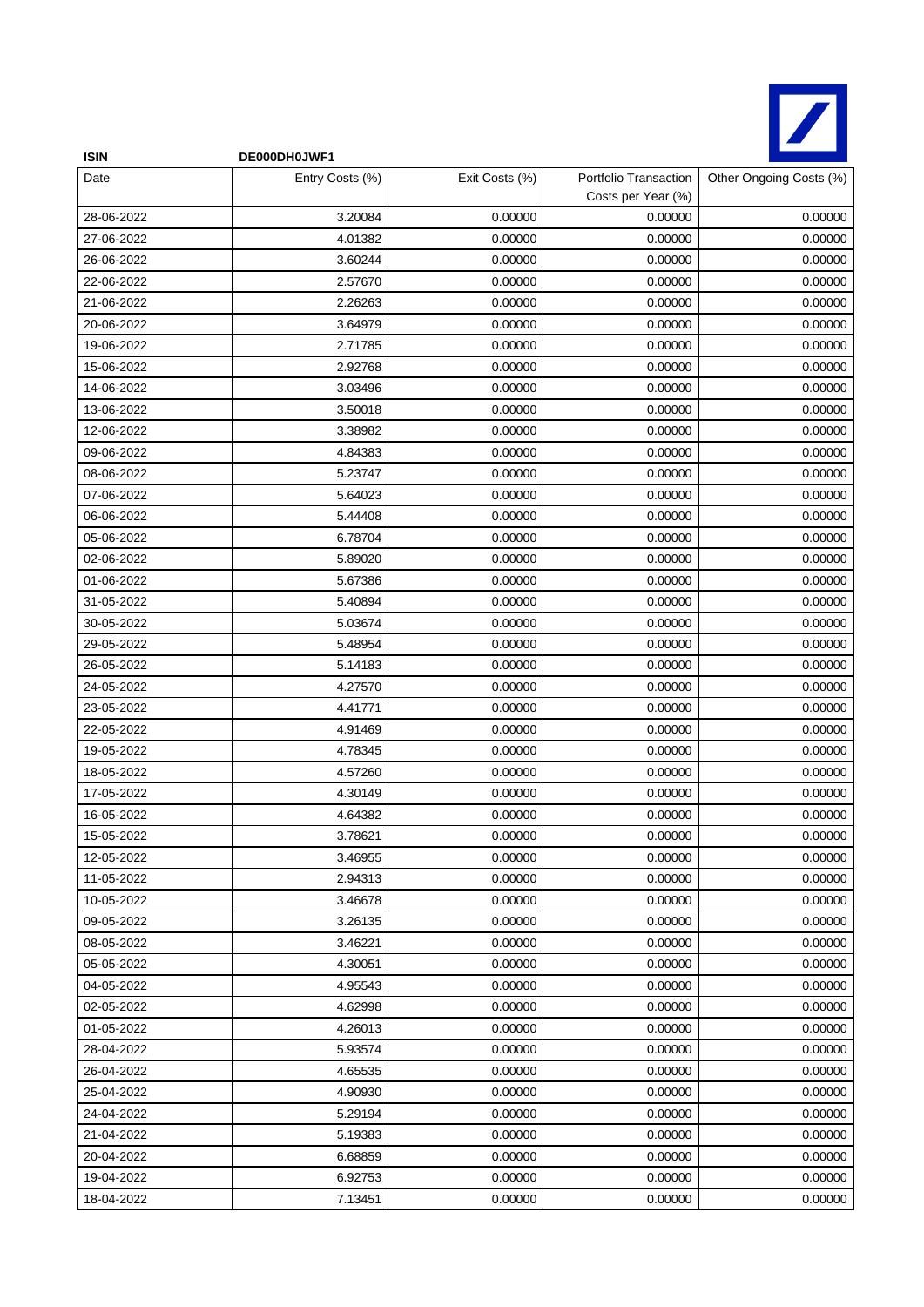**ISIN** **DE000DH0JWF1**

| Date | Entry Costs (%) | Exit Costs (%) | Portfolio Transaction Costs per Year (%) | Other Ongoing Costs (%) |
|---|---|---|---|---|
| 28-06-2022 | 3.20084 | 0.00000 | 0.00000 | 0.00000 |
| 27-06-2022 | 4.01382 | 0.00000 | 0.00000 | 0.00000 |
| 26-06-2022 | 3.60244 | 0.00000 | 0.00000 | 0.00000 |
| 22-06-2022 | 2.57670 | 0.00000 | 0.00000 | 0.00000 |
| 21-06-2022 | 2.26263 | 0.00000 | 0.00000 | 0.00000 |
| 20-06-2022 | 3.64979 | 0.00000 | 0.00000 | 0.00000 |
| 19-06-2022 | 2.71785 | 0.00000 | 0.00000 | 0.00000 |
| 15-06-2022 | 2.92768 | 0.00000 | 0.00000 | 0.00000 |
| 14-06-2022 | 3.03496 | 0.00000 | 0.00000 | 0.00000 |
| 13-06-2022 | 3.50018 | 0.00000 | 0.00000 | 0.00000 |
| 12-06-2022 | 3.38982 | 0.00000 | 0.00000 | 0.00000 |
| 09-06-2022 | 4.84383 | 0.00000 | 0.00000 | 0.00000 |
| 08-06-2022 | 5.23747 | 0.00000 | 0.00000 | 0.00000 |
| 07-06-2022 | 5.64023 | 0.00000 | 0.00000 | 0.00000 |
| 06-06-2022 | 5.44408 | 0.00000 | 0.00000 | 0.00000 |
| 05-06-2022 | 6.78704 | 0.00000 | 0.00000 | 0.00000 |
| 02-06-2022 | 5.89020 | 0.00000 | 0.00000 | 0.00000 |
| 01-06-2022 | 5.67386 | 0.00000 | 0.00000 | 0.00000 |
| 31-05-2022 | 5.40894 | 0.00000 | 0.00000 | 0.00000 |
| 30-05-2022 | 5.03674 | 0.00000 | 0.00000 | 0.00000 |
| 29-05-2022 | 5.48954 | 0.00000 | 0.00000 | 0.00000 |
| 26-05-2022 | 5.14183 | 0.00000 | 0.00000 | 0.00000 |
| 24-05-2022 | 4.27570 | 0.00000 | 0.00000 | 0.00000 |
| 23-05-2022 | 4.41771 | 0.00000 | 0.00000 | 0.00000 |
| 22-05-2022 | 4.91469 | 0.00000 | 0.00000 | 0.00000 |
| 19-05-2022 | 4.78345 | 0.00000 | 0.00000 | 0.00000 |
| 18-05-2022 | 4.57260 | 0.00000 | 0.00000 | 0.00000 |
| 17-05-2022 | 4.30149 | 0.00000 | 0.00000 | 0.00000 |
| 16-05-2022 | 4.64382 | 0.00000 | 0.00000 | 0.00000 |
| 15-05-2022 | 3.78621 | 0.00000 | 0.00000 | 0.00000 |
| 12-05-2022 | 3.46955 | 0.00000 | 0.00000 | 0.00000 |
| 11-05-2022 | 2.94313 | 0.00000 | 0.00000 | 0.00000 |
| 10-05-2022 | 3.46678 | 0.00000 | 0.00000 | 0.00000 |
| 09-05-2022 | 3.26135 | 0.00000 | 0.00000 | 0.00000 |
| 08-05-2022 | 3.46221 | 0.00000 | 0.00000 | 0.00000 |
| 05-05-2022 | 4.30051 | 0.00000 | 0.00000 | 0.00000 |
| 04-05-2022 | 4.95543 | 0.00000 | 0.00000 | 0.00000 |
| 02-05-2022 | 4.62998 | 0.00000 | 0.00000 | 0.00000 |
| 01-05-2022 | 4.26013 | 0.00000 | 0.00000 | 0.00000 |
| 28-04-2022 | 5.93574 | 0.00000 | 0.00000 | 0.00000 |
| 26-04-2022 | 4.65535 | 0.00000 | 0.00000 | 0.00000 |
| 25-04-2022 | 4.90930 | 0.00000 | 0.00000 | 0.00000 |
| 24-04-2022 | 5.29194 | 0.00000 | 0.00000 | 0.00000 |
| 21-04-2022 | 5.19383 | 0.00000 | 0.00000 | 0.00000 |
| 20-04-2022 | 6.68859 | 0.00000 | 0.00000 | 0.00000 |
| 19-04-2022 | 6.92753 | 0.00000 | 0.00000 | 0.00000 |
| 18-04-2022 | 7.13451 | 0.00000 | 0.00000 | 0.00000 |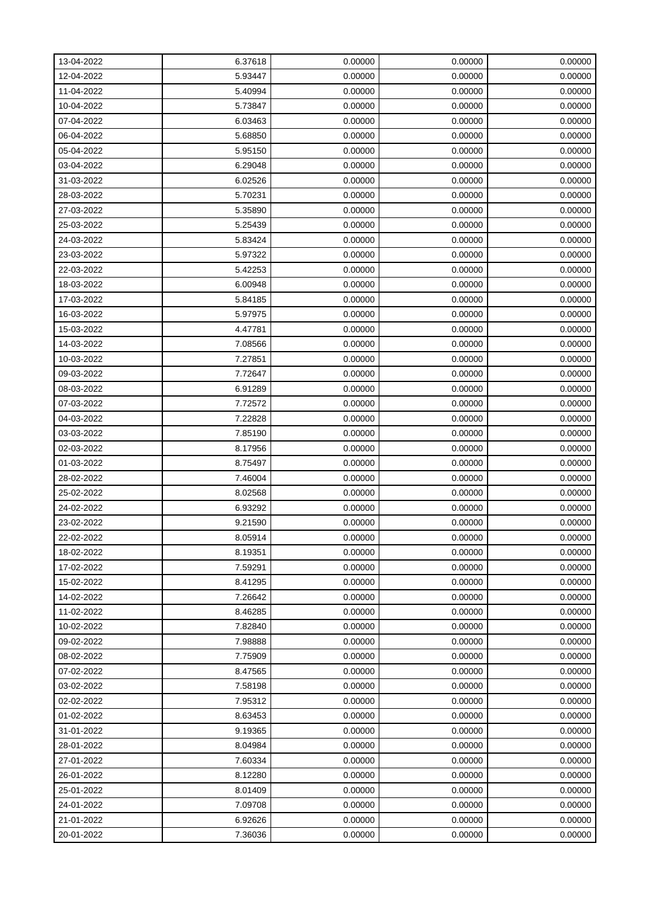| 13-04-2022 | 6.37618 | 0.00000 | 0.00000 | 0.00000 |
|---|---|---|---|---|
| 12-04-2022 | 5.93447 | 0.00000 | 0.00000 | 0.00000 |
| 11-04-2022 | 5.40994 | 0.00000 | 0.00000 | 0.00000 |
| 10-04-2022 | 5.73847 | 0.00000 | 0.00000 | 0.00000 |
| 07-04-2022 | 6.03463 | 0.00000 | 0.00000 | 0.00000 |
| 06-04-2022 | 5.68850 | 0.00000 | 0.00000 | 0.00000 |
| 05-04-2022 | 5.95150 | 0.00000 | 0.00000 | 0.00000 |
| 03-04-2022 | 6.29048 | 0.00000 | 0.00000 | 0.00000 |
| 31-03-2022 | 6.02526 | 0.00000 | 0.00000 | 0.00000 |
| 28-03-2022 | 5.70231 | 0.00000 | 0.00000 | 0.00000 |
| 27-03-2022 | 5.35890 | 0.00000 | 0.00000 | 0.00000 |
| 25-03-2022 | 5.25439 | 0.00000 | 0.00000 | 0.00000 |
| 24-03-2022 | 5.83424 | 0.00000 | 0.00000 | 0.00000 |
| 23-03-2022 | 5.97322 | 0.00000 | 0.00000 | 0.00000 |
| 22-03-2022 | 5.42253 | 0.00000 | 0.00000 | 0.00000 |
| 18-03-2022 | 6.00948 | 0.00000 | 0.00000 | 0.00000 |
| 17-03-2022 | 5.84185 | 0.00000 | 0.00000 | 0.00000 |
| 16-03-2022 | 5.97975 | 0.00000 | 0.00000 | 0.00000 |
| 15-03-2022 | 4.47781 | 0.00000 | 0.00000 | 0.00000 |
| 14-03-2022 | 7.08566 | 0.00000 | 0.00000 | 0.00000 |
| 10-03-2022 | 7.27851 | 0.00000 | 0.00000 | 0.00000 |
| 09-03-2022 | 7.72647 | 0.00000 | 0.00000 | 0.00000 |
| 08-03-2022 | 6.91289 | 0.00000 | 0.00000 | 0.00000 |
| 07-03-2022 | 7.72572 | 0.00000 | 0.00000 | 0.00000 |
| 04-03-2022 | 7.22828 | 0.00000 | 0.00000 | 0.00000 |
| 03-03-2022 | 7.85190 | 0.00000 | 0.00000 | 0.00000 |
| 02-03-2022 | 8.17956 | 0.00000 | 0.00000 | 0.00000 |
| 01-03-2022 | 8.75497 | 0.00000 | 0.00000 | 0.00000 |
| 28-02-2022 | 7.46004 | 0.00000 | 0.00000 | 0.00000 |
| 25-02-2022 | 8.02568 | 0.00000 | 0.00000 | 0.00000 |
| 24-02-2022 | 6.93292 | 0.00000 | 0.00000 | 0.00000 |
| 23-02-2022 | 9.21590 | 0.00000 | 0.00000 | 0.00000 |
| 22-02-2022 | 8.05914 | 0.00000 | 0.00000 | 0.00000 |
| 18-02-2022 | 8.19351 | 0.00000 | 0.00000 | 0.00000 |
| 17-02-2022 | 7.59291 | 0.00000 | 0.00000 | 0.00000 |
| 15-02-2022 | 8.41295 | 0.00000 | 0.00000 | 0.00000 |
| 14-02-2022 | 7.26642 | 0.00000 | 0.00000 | 0.00000 |
| 11-02-2022 | 8.46285 | 0.00000 | 0.00000 | 0.00000 |
| 10-02-2022 | 7.82840 | 0.00000 | 0.00000 | 0.00000 |
| 09-02-2022 | 7.98888 | 0.00000 | 0.00000 | 0.00000 |
| 08-02-2022 | 7.75909 | 0.00000 | 0.00000 | 0.00000 |
| 07-02-2022 | 8.47565 | 0.00000 | 0.00000 | 0.00000 |
| 03-02-2022 | 7.58198 | 0.00000 | 0.00000 | 0.00000 |
| 02-02-2022 | 7.95312 | 0.00000 | 0.00000 | 0.00000 |
| 01-02-2022 | 8.63453 | 0.00000 | 0.00000 | 0.00000 |
| 31-01-2022 | 9.19365 | 0.00000 | 0.00000 | 0.00000 |
| 28-01-2022 | 8.04984 | 0.00000 | 0.00000 | 0.00000 |
| 27-01-2022 | 7.60334 | 0.00000 | 0.00000 | 0.00000 |
| 26-01-2022 | 8.12280 | 0.00000 | 0.00000 | 0.00000 |
| 25-01-2022 | 8.01409 | 0.00000 | 0.00000 | 0.00000 |
| 24-01-2022 | 7.09708 | 0.00000 | 0.00000 | 0.00000 |
| 21-01-2022 | 6.92626 | 0.00000 | 0.00000 | 0.00000 |
| 20-01-2022 | 7.36036 | 0.00000 | 0.00000 | 0.00000 |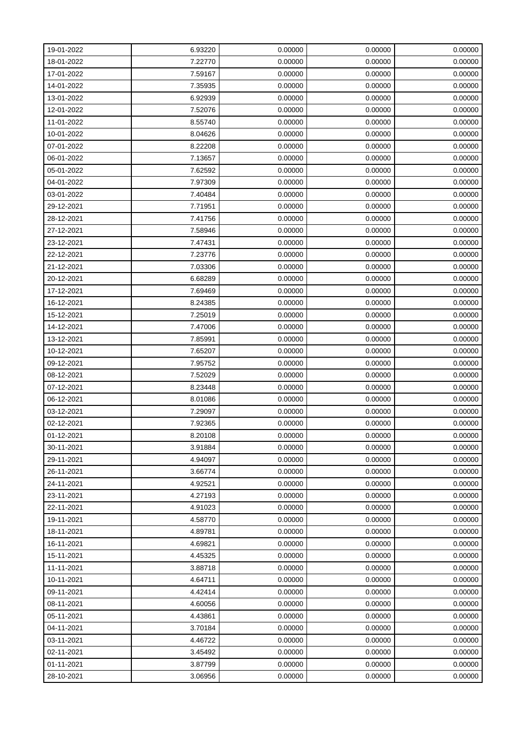| 19-01-2022 | 6.93220 | 0.00000 | 0.00000 | 0.00000 |
|---|---|---|---|---|
| 18-01-2022 | 7.22770 | 0.00000 | 0.00000 | 0.00000 |
| 17-01-2022 | 7.59167 | 0.00000 | 0.00000 | 0.00000 |
| 14-01-2022 | 7.35935 | 0.00000 | 0.00000 | 0.00000 |
| 13-01-2022 | 6.92939 | 0.00000 | 0.00000 | 0.00000 |
| 12-01-2022 | 7.52076 | 0.00000 | 0.00000 | 0.00000 |
| 11-01-2022 | 8.55740 | 0.00000 | 0.00000 | 0.00000 |
| 10-01-2022 | 8.04626 | 0.00000 | 0.00000 | 0.00000 |
| 07-01-2022 | 8.22208 | 0.00000 | 0.00000 | 0.00000 |
| 06-01-2022 | 7.13657 | 0.00000 | 0.00000 | 0.00000 |
| 05-01-2022 | 7.62592 | 0.00000 | 0.00000 | 0.00000 |
| 04-01-2022 | 7.97309 | 0.00000 | 0.00000 | 0.00000 |
| 03-01-2022 | 7.40484 | 0.00000 | 0.00000 | 0.00000 |
| 29-12-2021 | 7.71951 | 0.00000 | 0.00000 | 0.00000 |
| 28-12-2021 | 7.41756 | 0.00000 | 0.00000 | 0.00000 |
| 27-12-2021 | 7.58946 | 0.00000 | 0.00000 | 0.00000 |
| 23-12-2021 | 7.47431 | 0.00000 | 0.00000 | 0.00000 |
| 22-12-2021 | 7.23776 | 0.00000 | 0.00000 | 0.00000 |
| 21-12-2021 | 7.03306 | 0.00000 | 0.00000 | 0.00000 |
| 20-12-2021 | 6.68289 | 0.00000 | 0.00000 | 0.00000 |
| 17-12-2021 | 7.69469 | 0.00000 | 0.00000 | 0.00000 |
| 16-12-2021 | 8.24385 | 0.00000 | 0.00000 | 0.00000 |
| 15-12-2021 | 7.25019 | 0.00000 | 0.00000 | 0.00000 |
| 14-12-2021 | 7.47006 | 0.00000 | 0.00000 | 0.00000 |
| 13-12-2021 | 7.85991 | 0.00000 | 0.00000 | 0.00000 |
| 10-12-2021 | 7.65207 | 0.00000 | 0.00000 | 0.00000 |
| 09-12-2021 | 7.95752 | 0.00000 | 0.00000 | 0.00000 |
| 08-12-2021 | 7.52029 | 0.00000 | 0.00000 | 0.00000 |
| 07-12-2021 | 8.23448 | 0.00000 | 0.00000 | 0.00000 |
| 06-12-2021 | 8.01086 | 0.00000 | 0.00000 | 0.00000 |
| 03-12-2021 | 7.29097 | 0.00000 | 0.00000 | 0.00000 |
| 02-12-2021 | 7.92365 | 0.00000 | 0.00000 | 0.00000 |
| 01-12-2021 | 8.20108 | 0.00000 | 0.00000 | 0.00000 |
| 30-11-2021 | 3.91884 | 0.00000 | 0.00000 | 0.00000 |
| 29-11-2021 | 4.94097 | 0.00000 | 0.00000 | 0.00000 |
| 26-11-2021 | 3.66774 | 0.00000 | 0.00000 | 0.00000 |
| 24-11-2021 | 4.92521 | 0.00000 | 0.00000 | 0.00000 |
| 23-11-2021 | 4.27193 | 0.00000 | 0.00000 | 0.00000 |
| 22-11-2021 | 4.91023 | 0.00000 | 0.00000 | 0.00000 |
| 19-11-2021 | 4.58770 | 0.00000 | 0.00000 | 0.00000 |
| 18-11-2021 | 4.89781 | 0.00000 | 0.00000 | 0.00000 |
| 16-11-2021 | 4.69821 | 0.00000 | 0.00000 | 0.00000 |
| 15-11-2021 | 4.45325 | 0.00000 | 0.00000 | 0.00000 |
| 11-11-2021 | 3.88718 | 0.00000 | 0.00000 | 0.00000 |
| 10-11-2021 | 4.64711 | 0.00000 | 0.00000 | 0.00000 |
| 09-11-2021 | 4.42414 | 0.00000 | 0.00000 | 0.00000 |
| 08-11-2021 | 4.60056 | 0.00000 | 0.00000 | 0.00000 |
| 05-11-2021 | 4.43861 | 0.00000 | 0.00000 | 0.00000 |
| 04-11-2021 | 3.70184 | 0.00000 | 0.00000 | 0.00000 |
| 03-11-2021 | 4.46722 | 0.00000 | 0.00000 | 0.00000 |
| 02-11-2021 | 3.45492 | 0.00000 | 0.00000 | 0.00000 |
| 01-11-2021 | 3.87799 | 0.00000 | 0.00000 | 0.00000 |
| 28-10-2021 | 3.06956 | 0.00000 | 0.00000 | 0.00000 |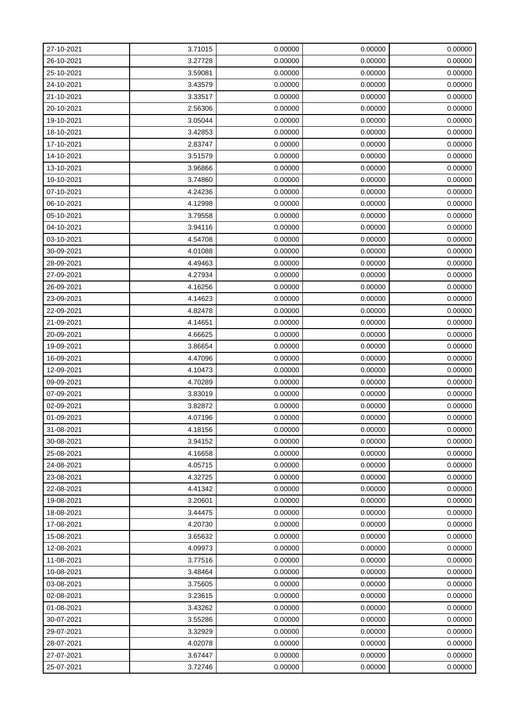| 27-10-2021 | 3.71015 | 0.00000 | 0.00000 | 0.00000 |
|---|---|---|---|---|
| 26-10-2021 | 3.27728 | 0.00000 | 0.00000 | 0.00000 |
| 25-10-2021 | 3.59081 | 0.00000 | 0.00000 | 0.00000 |
| 24-10-2021 | 3.43579 | 0.00000 | 0.00000 | 0.00000 |
| 21-10-2021 | 3.33517 | 0.00000 | 0.00000 | 0.00000 |
| 20-10-2021 | 2.56306 | 0.00000 | 0.00000 | 0.00000 |
| 19-10-2021 | 3.05044 | 0.00000 | 0.00000 | 0.00000 |
| 18-10-2021 | 3.42853 | 0.00000 | 0.00000 | 0.00000 |
| 17-10-2021 | 2.83747 | 0.00000 | 0.00000 | 0.00000 |
| 14-10-2021 | 3.51579 | 0.00000 | 0.00000 | 0.00000 |
| 13-10-2021 | 3.96866 | 0.00000 | 0.00000 | 0.00000 |
| 10-10-2021 | 3.74860 | 0.00000 | 0.00000 | 0.00000 |
| 07-10-2021 | 4.24236 | 0.00000 | 0.00000 | 0.00000 |
| 06-10-2021 | 4.12998 | 0.00000 | 0.00000 | 0.00000 |
| 05-10-2021 | 3.79558 | 0.00000 | 0.00000 | 0.00000 |
| 04-10-2021 | 3.94116 | 0.00000 | 0.00000 | 0.00000 |
| 03-10-2021 | 4.54708 | 0.00000 | 0.00000 | 0.00000 |
| 30-09-2021 | 4.01088 | 0.00000 | 0.00000 | 0.00000 |
| 28-09-2021 | 4.49463 | 0.00000 | 0.00000 | 0.00000 |
| 27-09-2021 | 4.27934 | 0.00000 | 0.00000 | 0.00000 |
| 26-09-2021 | 4.16256 | 0.00000 | 0.00000 | 0.00000 |
| 23-09-2021 | 4.14623 | 0.00000 | 0.00000 | 0.00000 |
| 22-09-2021 | 4.82478 | 0.00000 | 0.00000 | 0.00000 |
| 21-09-2021 | 4.14651 | 0.00000 | 0.00000 | 0.00000 |
| 20-09-2021 | 4.66625 | 0.00000 | 0.00000 | 0.00000 |
| 19-09-2021 | 3.86654 | 0.00000 | 0.00000 | 0.00000 |
| 16-09-2021 | 4.47096 | 0.00000 | 0.00000 | 0.00000 |
| 12-09-2021 | 4.10473 | 0.00000 | 0.00000 | 0.00000 |
| 09-09-2021 | 4.70289 | 0.00000 | 0.00000 | 0.00000 |
| 07-09-2021 | 3.83019 | 0.00000 | 0.00000 | 0.00000 |
| 02-09-2021 | 3.82872 | 0.00000 | 0.00000 | 0.00000 |
| 01-09-2021 | 4.07196 | 0.00000 | 0.00000 | 0.00000 |
| 31-08-2021 | 4.18156 | 0.00000 | 0.00000 | 0.00000 |
| 30-08-2021 | 3.94152 | 0.00000 | 0.00000 | 0.00000 |
| 25-08-2021 | 4.16658 | 0.00000 | 0.00000 | 0.00000 |
| 24-08-2021 | 4.05715 | 0.00000 | 0.00000 | 0.00000 |
| 23-08-2021 | 4.32725 | 0.00000 | 0.00000 | 0.00000 |
| 22-08-2021 | 4.41342 | 0.00000 | 0.00000 | 0.00000 |
| 19-08-2021 | 3.20601 | 0.00000 | 0.00000 | 0.00000 |
| 18-08-2021 | 3.44475 | 0.00000 | 0.00000 | 0.00000 |
| 17-08-2021 | 4.20730 | 0.00000 | 0.00000 | 0.00000 |
| 15-08-2021 | 3.65632 | 0.00000 | 0.00000 | 0.00000 |
| 12-08-2021 | 4.09973 | 0.00000 | 0.00000 | 0.00000 |
| 11-08-2021 | 3.77516 | 0.00000 | 0.00000 | 0.00000 |
| 10-08-2021 | 3.48464 | 0.00000 | 0.00000 | 0.00000 |
| 03-08-2021 | 3.75605 | 0.00000 | 0.00000 | 0.00000 |
| 02-08-2021 | 3.23615 | 0.00000 | 0.00000 | 0.00000 |
| 01-08-2021 | 3.43262 | 0.00000 | 0.00000 | 0.00000 |
| 30-07-2021 | 3.55286 | 0.00000 | 0.00000 | 0.00000 |
| 29-07-2021 | 3.32929 | 0.00000 | 0.00000 | 0.00000 |
| 28-07-2021 | 4.02078 | 0.00000 | 0.00000 | 0.00000 |
| 27-07-2021 | 3.67447 | 0.00000 | 0.00000 | 0.00000 |
| 25-07-2021 | 3.72746 | 0.00000 | 0.00000 | 0.00000 |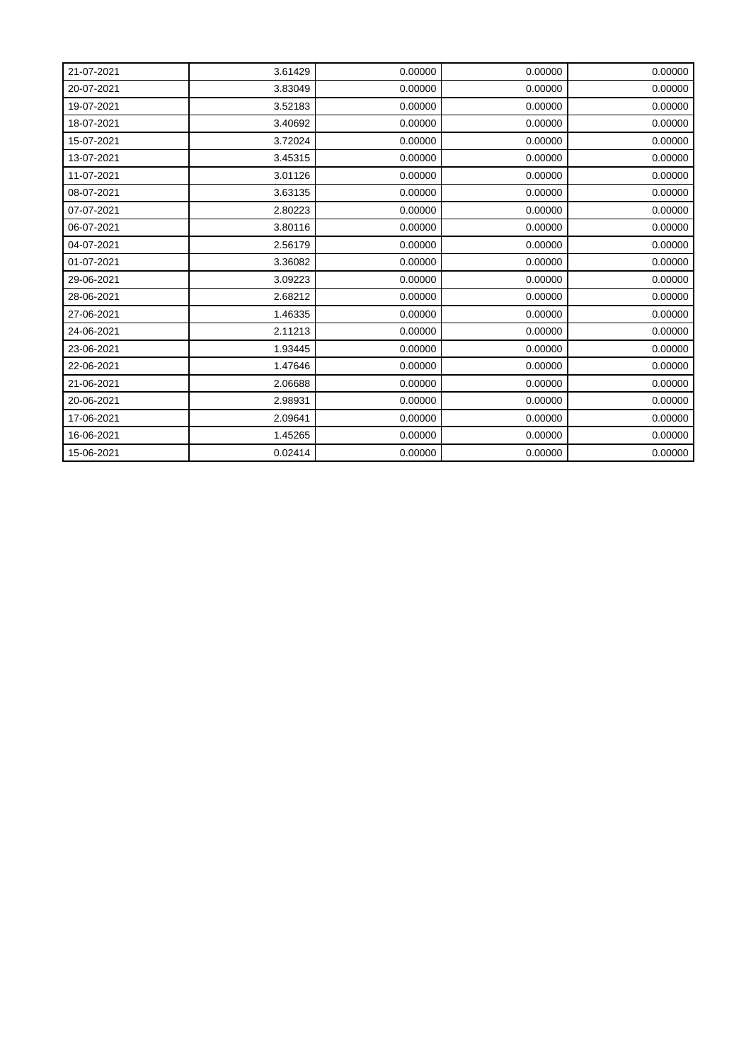| | | | | |
|---|---|---|---|---|
| 21-07-2021 | 3.61429 | 0.00000 | 0.00000 | 0.00000 |
| 20-07-2021 | 3.83049 | 0.00000 | 0.00000 | 0.00000 |
| 19-07-2021 | 3.52183 | 0.00000 | 0.00000 | 0.00000 |
| 18-07-2021 | 3.40692 | 0.00000 | 0.00000 | 0.00000 |
| 15-07-2021 | 3.72024 | 0.00000 | 0.00000 | 0.00000 |
| 13-07-2021 | 3.45315 | 0.00000 | 0.00000 | 0.00000 |
| 11-07-2021 | 3.01126 | 0.00000 | 0.00000 | 0.00000 |
| 08-07-2021 | 3.63135 | 0.00000 | 0.00000 | 0.00000 |
| 07-07-2021 | 2.80223 | 0.00000 | 0.00000 | 0.00000 |
| 06-07-2021 | 3.80116 | 0.00000 | 0.00000 | 0.00000 |
| 04-07-2021 | 2.56179 | 0.00000 | 0.00000 | 0.00000 |
| 01-07-2021 | 3.36082 | 0.00000 | 0.00000 | 0.00000 |
| 29-06-2021 | 3.09223 | 0.00000 | 0.00000 | 0.00000 |
| 28-06-2021 | 2.68212 | 0.00000 | 0.00000 | 0.00000 |
| 27-06-2021 | 1.46335 | 0.00000 | 0.00000 | 0.00000 |
| 24-06-2021 | 2.11213 | 0.00000 | 0.00000 | 0.00000 |
| 23-06-2021 | 1.93445 | 0.00000 | 0.00000 | 0.00000 |
| 22-06-2021 | 1.47646 | 0.00000 | 0.00000 | 0.00000 |
| 21-06-2021 | 2.06688 | 0.00000 | 0.00000 | 0.00000 |
| 20-06-2021 | 2.98931 | 0.00000 | 0.00000 | 0.00000 |
| 17-06-2021 | 2.09641 | 0.00000 | 0.00000 | 0.00000 |
| 16-06-2021 | 1.45265 | 0.00000 | 0.00000 | 0.00000 |
| 15-06-2021 | 0.02414 | 0.00000 | 0.00000 | 0.00000 |